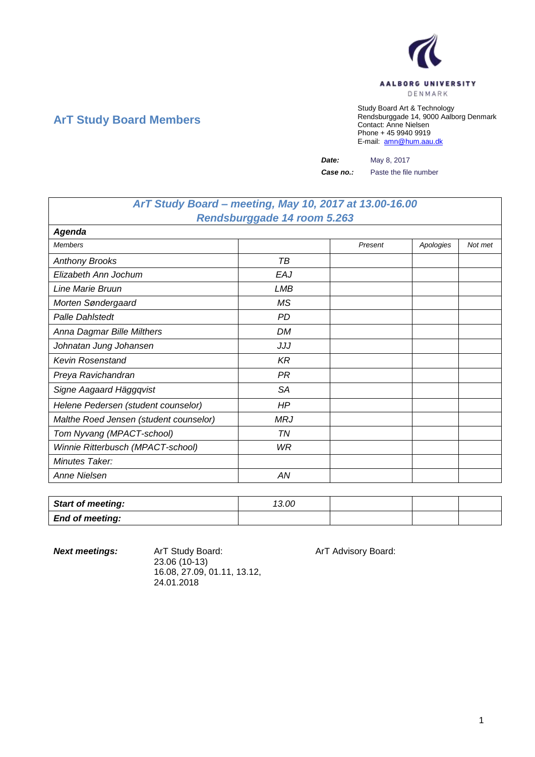AALBORG UNIVERSITY
DENMARK

## ArT Study Board Members

Study Board Art & Technology
Rendsburggade 14, 9000 Aalborg Denmark
Contact: Anne Nielsen
Phone + 45 9940 9919
E-mail: amn@hum.aau.dk

***Date:*** May 8, 2017

***Case no.:*** Paste the file number

| *ArT Study Board – meeting, May 10, 2017 at 13.00-16.00 Rendsburggade 14 room 5.263* | | | | |
|---|---|---|---|---|
| ***Agenda*** | | | | |
| *Members* | | *Present* | *Apologies* | *Not met* |
| *Anthony Brooks* | *TB* | | | |
| *Elizabeth Ann Jochum* | *EAJ* | | | |
| *Line Marie Bruun* | *LMB* | | | |
| *Morten Søndergaard* | *MS* | | | |
| *Palle Dahlstedt* | *PD* | | | |
| *Anna Dagmar Bille Milthers* | *DM* | | | |
| *Johnatan Jung Johansen* | *JJJ* | | | |
| *Kevin Rosenstand* | *KR* | | | |
| *Preya Ravichandran* | *PR* | | | |
| *Signe Aagaard Häggqvist* | *SA* | | | |
| *Helene Pedersen (student counselor)* | *HP* | | | |
| *Malthe Roed Jensen (student counselor)* | *MRJ* | | | |
| *Tom Nyvang (MPACT-school)* | *TN* | | | |
| *Winnie Ritterbusch (MPACT-school)* | *WR* | | | |
| *Minutes Taker:* | | | | |
| *Anne Nielsen* | *AN* | | | |

| ***Start of meeting:*** | *13.00* | | | |
|---|---|---|---|---|
| ***End of meeting:*** | | | | |

***Next meetings:***

ArT Study Board:
23.06 (10-13)
16.08, 27.09, 01.11, 13.12,
24.01.2018

ArT Advisory Board: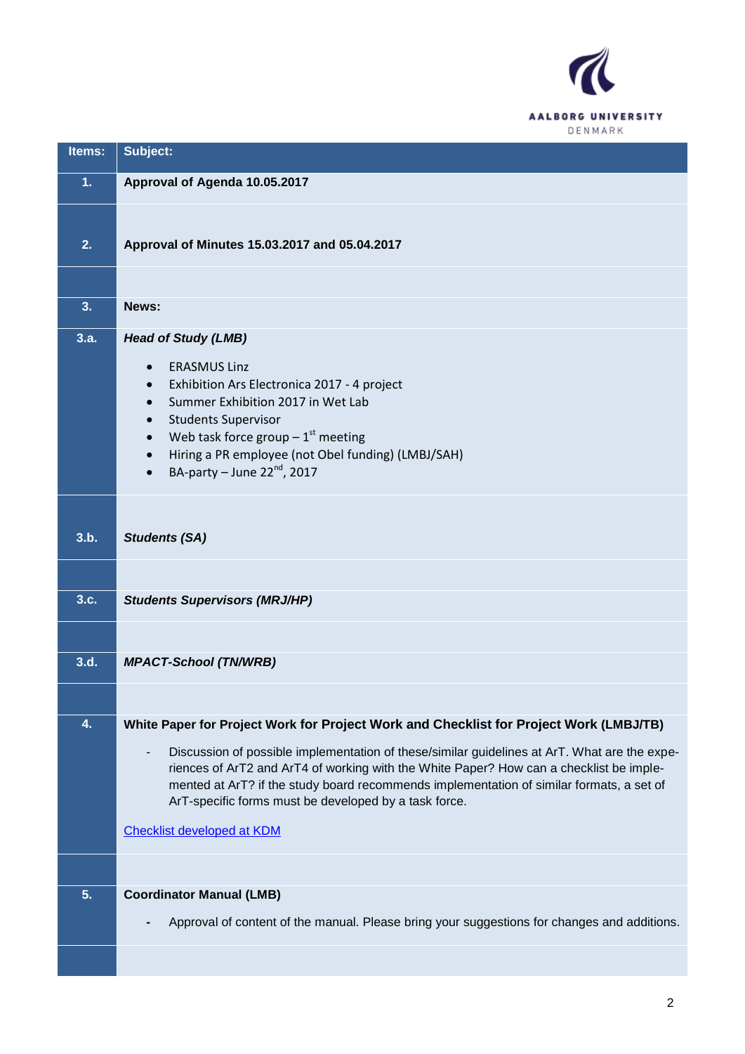| Items: | Subject: |
|---|---|
| 1. | **Approval of Agenda 10.05.2017** |
| 2. | **Approval of Minutes 15.03.2017 and 05.04.2017** |
| | |
| 3. | **News:** |
| 3.a. | ***Head of Study (LMB)***<br>• ERASMUS Linz<br>• Exhibition Ars Electronica 2017 - 4 project<br>• Summer Exhibition 2017 in Wet Lab<br>• Students Supervisor<br>• Web task force group – 1st meeting<br>• Hiring a PR employee (not Obel funding) (LMBJ/SAH)<br>• BA-party – June 22nd, 2017 |
| 3.b. | ***Students (SA)*** |
| | |
| 3.c. | ***Students Supervisors (MRJ/HP)*** |
| | |
| 3.d. | ***MPACT-School (TN/WRB)*** |
| | |
| 4. | **White Paper for Project Work for Project Work and Checklist for Project Work (LMBJ/TB)**<br>- Discussion of possible implementation of these/similar guidelines at ArT. What are the experiences of ArT2 and ArT4 of working with the White Paper? How can a checklist be implemented at ArT? if the study board recommends implementation of similar formats, a set of ArT-specific forms must be developed by a task force.<br><br>Checklist developed at KDM |
| | |
| 5. | **Coordinator Manual (LMB)**<br>- Approval of content of the manual. Please bring your suggestions for changes and additions. |
| | |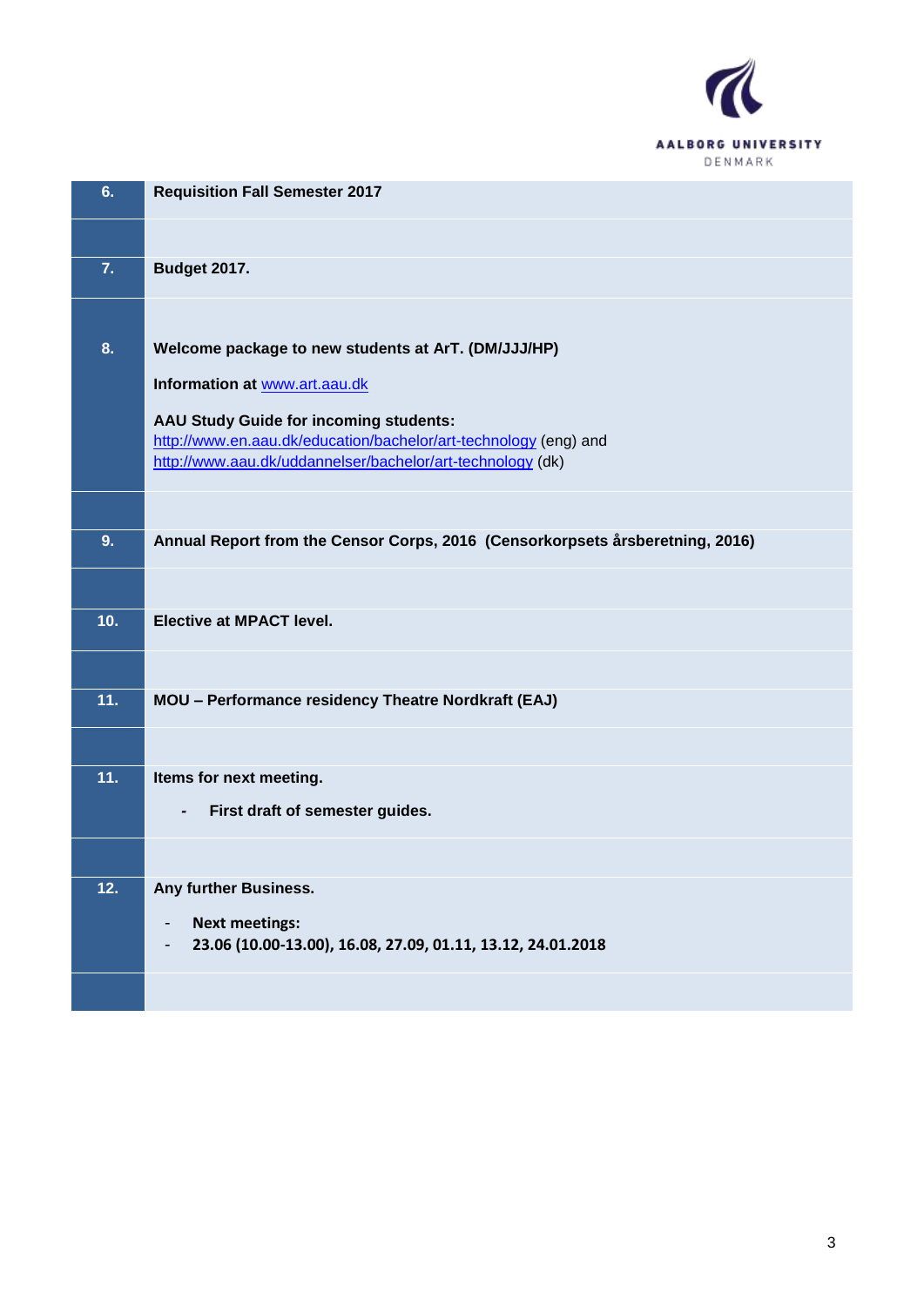| | |
|---|---|
| **6.** | **Requisition Fall Semester 2017** |
| | |
| **7.** | **Budget 2017.** |
| **8.** | **Welcome package to new students at ArT. (DM/JJJ/HP)**<br><br>**Information at** [www.art.aau.dk](http://www.art.aau.dk)<br><br>**AAU Study Guide for incoming students:**<br>[http://www.en.aau.dk/education/bachelor/art-technology](http://www.en.aau.dk/education/bachelor/art-technology) (eng) and<br>[http://www.aau.dk/uddannelser/bachelor/art-technology](http://www.aau.dk/uddannelser/bachelor/art-technology) (dk) |
| | |
| **9.** | **Annual Report from the Censor Corps, 2016 (Censorkorpsets årsberetning, 2016)** |
| | |
| **10.** | **Elective at MPACT level.** |
| | |
| **11.** | **MOU – Performance residency Theatre Nordkraft (EAJ)** |
| | |
| **11.** | **Items for next meeting.**<br><br>- **First draft of semester guides.** |
| | |
| **12.** | **Any further Business.**<br><br>- **Next meetings:**<br>- **23.06 (10.00-13.00), 16.08, 27.09, 01.11, 13.12, 24.01.2018** |
| | |